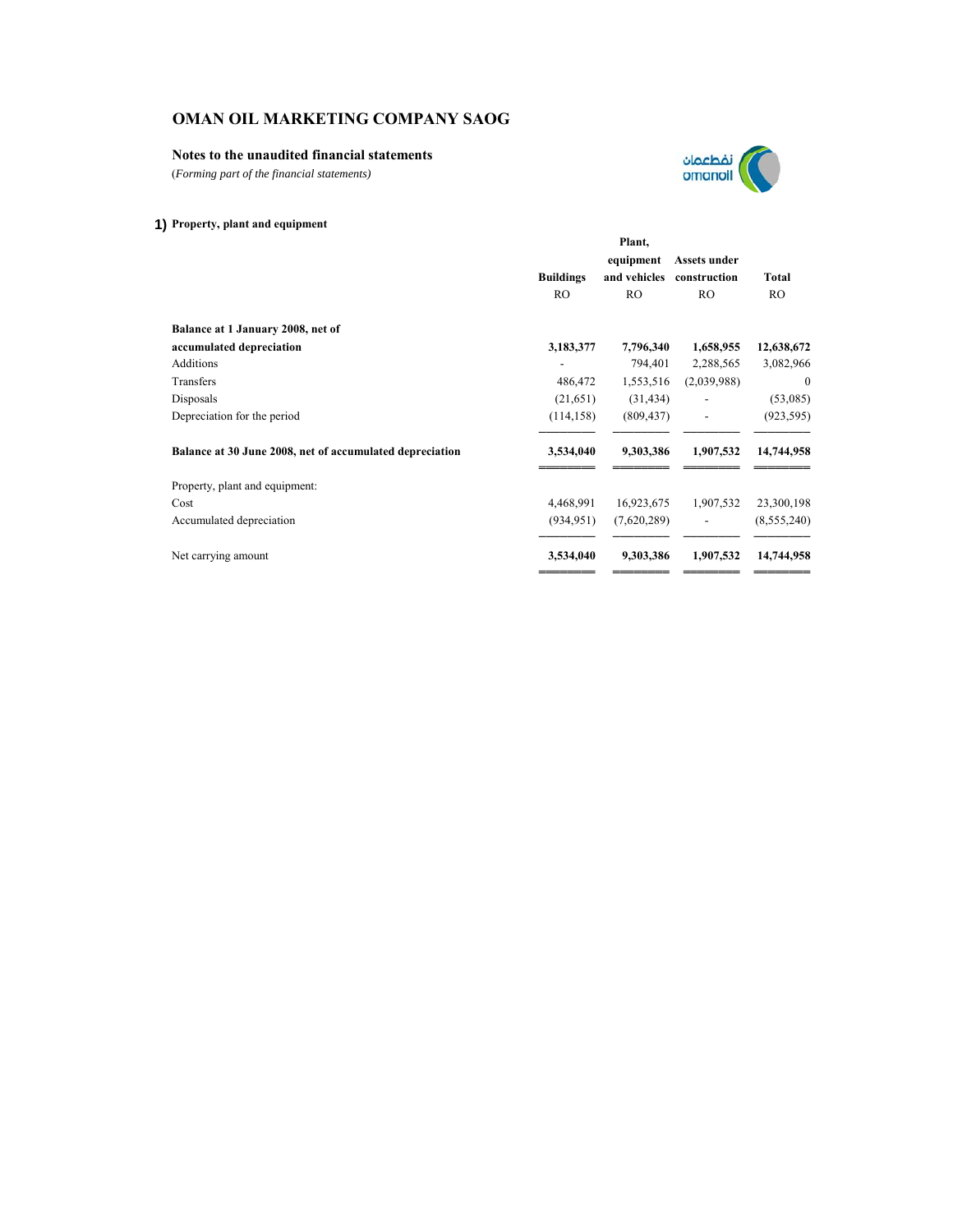# OMAN OIL MARKETING COMPANY SAOG

## Notes to the unaudited financial statements

*(Forming part of the financial statements)*

### 1) Property, plant and equipment

| | Buildings | Plant, equipment and vehicles | Assets under construction | Total |
|---|---|---|---|---|
| | RO | RO | RO | RO |
| **Balance at 1 January 2008, net of accumulated depreciation** | **3,183,377** | **7,796,340** | **1,658,955** | **12,638,672** |
| Additions | - | 794,401 | 2,288,565 | 3,082,966 |
| Transfers | 486,472 | 1,553,516 | (2,039,988) | 0 |
| Disposals | (21,651) | (31,434) | - | (53,085) |
| Depreciation for the period | (114,158) | (809,437) | - | (923,595) |
| **Balance at 30 June 2008, net of accumulated depreciation** | **3,534,040** | **9,303,386** | **1,907,532** | **14,744,958** |
| Property, plant and equipment: | | | | |
| Cost | 4,468,991 | 16,923,675 | 1,907,532 | 23,300,198 |
| Accumulated depreciation | (934,951) | (7,620,289) | - | (8,555,240) |
| Net carrying amount | **3,534,040** | **9,303,386** | **1,907,532** | **14,744,958** |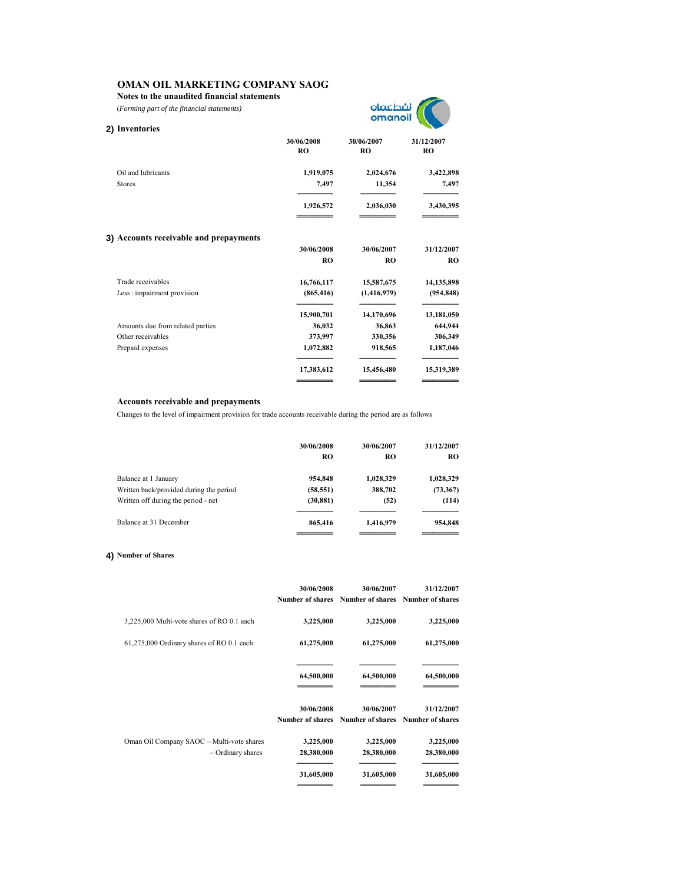# OMAN OIL MARKETING COMPANY SAOG

**Notes to the unaudited financial statements**

*(Forming part of the financial statements)*

## 2) Inventories

| | 30/06/2008 RO | 30/06/2007 RO | 31/12/2007 RO |
|---|---|---|---|
| Oil and lubricants | 1,919,075 | 2,024,676 | 3,422,898 |
| Stores | 7,497 | 11,354 | 7,497 |
| | **1,926,572** | **2,036,030** | **3,430,395** |

## 3) Accounts receivable and prepayments

| | 30/06/2008 RO | 30/06/2007 RO | 31/12/2007 RO |
|---|---|---|---|
| Trade receivables | 16,766,117 | 15,587,675 | 14,135,898 |
| *Less* : impairment provision | (865,416) | (1,416,979) | (954,848) |
| | 15,900,701 | 14,170,696 | 13,181,050 |
| Amounts due from related parties | 36,032 | 36,863 | 644,944 |
| Other receivables | 373,997 | 330,356 | 306,349 |
| Prepaid expenses | 1,072,882 | 918,565 | 1,187,046 |
| | **17,383,612** | **15,456,480** | **15,319,389** |

### Accounts receivable and prepayments

Changes to the level of impairment provision for trade accounts receivable during the period are as follows

| | 30/06/2008 RO | 30/06/2007 RO | 31/12/2007 RO |
|---|---|---|---|
| Balance at 1 January | 954,848 | 1,028,329 | 1,028,329 |
| Written back/provided during the period | (58,551) | 388,702 | (73,367) |
| Written off during the period - net | (30,881) | (52) | (114) |
| Balance at 31 December | **865,416** | **1,416,979** | **954,848** |

## 4) Number of Shares

| | 30/06/2008 Number of shares | 30/06/2007 Number of shares | 31/12/2007 Number of shares |
|---|---|---|---|
| 3,225,000 Multi-vote shares of RO 0.1 each | 3,225,000 | 3,225,000 | 3,225,000 |
| 61,275,000 Ordinary shares of RO 0.1 each | 61,275,000 | 61,275,000 | 61,275,000 |
| | **64,500,000** | **64,500,000** | **64,500,000** |

| | 30/06/2008 Number of shares | 30/06/2007 Number of shares | 31/12/2007 Number of shares |
|---|---|---|---|
| Oman Oil Company SAOC – Multi-vote shares | 3,225,000 | 3,225,000 | 3,225,000 |
| – Ordinary shares | 28,380,000 | 28,380,000 | 28,380,000 |
| | **31,605,000** | **31,605,000** | **31,605,000** |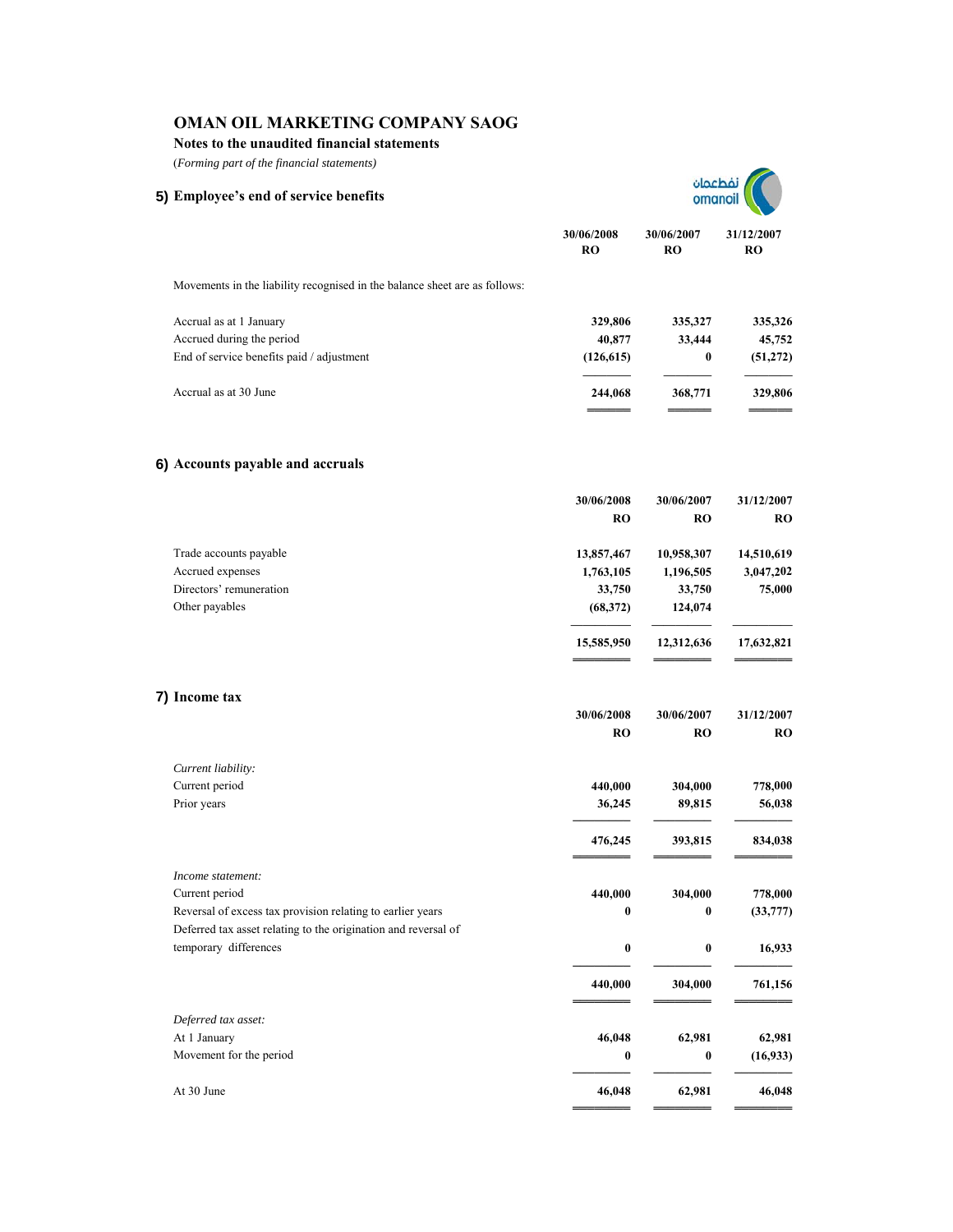# OMAN OIL MARKETING COMPANY SAOG

**Notes to the unaudited financial statements**

*(Forming part of the financial statements)*

## 5) Employee's end of service benefits

| | 30/06/2008 RO | 30/06/2007 RO | 31/12/2007 RO |
|---|---|---|---|
| Movements in the liability recognised in the balance sheet are as follows: | | | |
| Accrual as at 1 January | 329,806 | 335,327 | 335,326 |
| Accrued during the period | 40,877 | 33,444 | 45,752 |
| End of service benefits paid / adjustment | (126,615) | 0 | (51,272) |
| Accrual as at 30 June | 244,068 | 368,771 | 329,806 |

## 6) Accounts payable and accruals

| | 30/06/2008 RO | 30/06/2007 RO | 31/12/2007 RO |
|---|---|---|---|
| Trade accounts payable | 13,857,467 | 10,958,307 | 14,510,619 |
| Accrued expenses | 1,763,105 | 1,196,505 | 3,047,202 |
| Directors' remuneration | 33,750 | 33,750 | 75,000 |
| Other payables | (68,372) | 124,074 | |
| | 15,585,950 | 12,312,636 | 17,632,821 |

## 7) Income tax

| | 30/06/2008 RO | 30/06/2007 RO | 31/12/2007 RO |
|---|---|---|---|
| *Current liability:* | | | |
| Current period | 440,000 | 304,000 | 778,000 |
| Prior years | 36,245 | 89,815 | 56,038 |
| | 476,245 | 393,815 | 834,038 |
| *Income statement:* | | | |
| Current period | 440,000 | 304,000 | 778,000 |
| Reversal of excess tax provision relating to earlier years | 0 | 0 | (33,777) |
| Deferred tax asset relating to the origination and reversal of temporary differences | 0 | 0 | 16,933 |
| | 440,000 | 304,000 | 761,156 |
| *Deferred tax asset:* | | | |
| At 1 January | 46,048 | 62,981 | 62,981 |
| Movement for the period | 0 | 0 | (16,933) |
| At 30 June | 46,048 | 62,981 | 46,048 |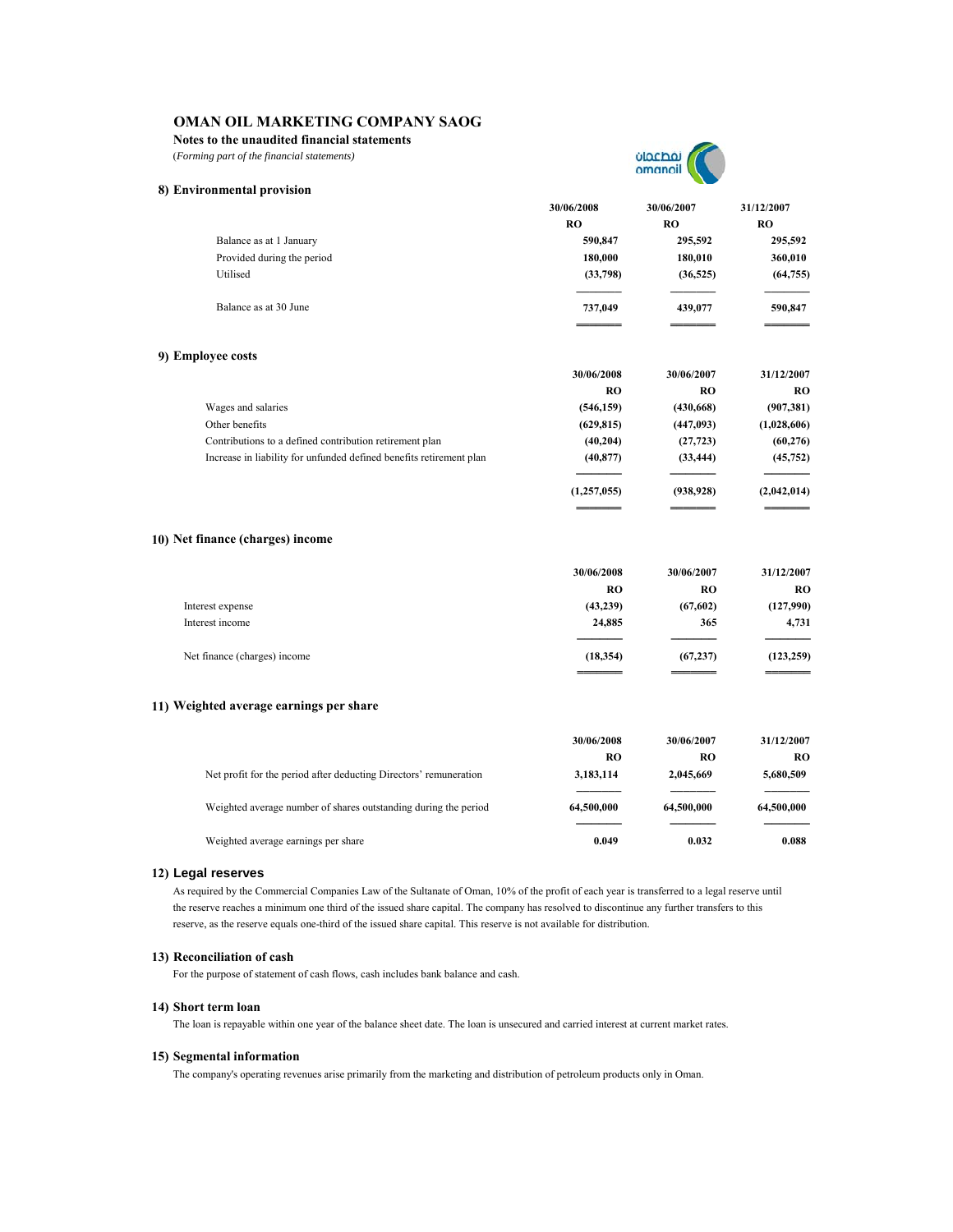# OMAN OIL MARKETING COMPANY SAOG

**Notes to the unaudited financial statements**

*(Forming part of the financial statements)*

## 8) Environmental provision

| | 30/06/2008 | 30/06/2007 | 31/12/2007 |
|---|---|---|---|
| | RO | RO | RO |
| Balance as at 1 January | 590,847 | 295,592 | 295,592 |
| Provided during the period | 180,000 | 180,010 | 360,010 |
| Utilised | (33,798) | (36,525) | (64,755) |
| Balance as at 30 June | 737,049 | 439,077 | 590,847 |

## 9) Employee costs

| | 30/06/2008 | 30/06/2007 | 31/12/2007 |
|---|---|---|---|
| | RO | RO | RO |
| Wages and salaries | (546,159) | (430,668) | (907,381) |
| Other benefits | (629,815) | (447,093) | (1,028,606) |
| Contributions to a defined contribution retirement plan | (40,204) | (27,723) | (60,276) |
| Increase in liability for unfunded defined benefits retirement plan | (40,877) | (33,444) | (45,752) |
| | (1,257,055) | (938,928) | (2,042,014) |

## 10) Net finance (charges) income

| | 30/06/2008 | 30/06/2007 | 31/12/2007 |
|---|---|---|---|
| | RO | RO | RO |
| Interest expense | (43,239) | (67,602) | (127,990) |
| Interest income | 24,885 | 365 | 4,731 |
| Net finance (charges) income | (18,354) | (67,237) | (123,259) |

## 11) Weighted average earnings per share

| | 30/06/2008 | 30/06/2007 | 31/12/2007 |
|---|---|---|---|
| | RO | RO | RO |
| Net profit for the period after deducting Directors' remuneration | 3,183,114 | 2,045,669 | 5,680,509 |
| Weighted average number of shares outstanding during the period | 64,500,000 | 64,500,000 | 64,500,000 |
| Weighted average earnings per share | 0.049 | 0.032 | 0.088 |

## 12) Legal reserves

As required by the Commercial Companies Law of the Sultanate of Oman, 10% of the profit of each year is transferred to a legal reserve until the reserve reaches a minimum one third of the issued share capital. The company has resolved to discontinue any further transfers to this reserve, as the reserve equals one-third of the issued share capital. This reserve is not available for distribution.

## 13) Reconciliation of cash

For the purpose of statement of cash flows, cash includes bank balance and cash.

## 14) Short term loan

The loan is repayable within one year of the balance sheet date. The loan is unsecured and carried interest at current market rates.

## 15) Segmental information

The company's operating revenues arise primarily from the marketing and distribution of petroleum products only in Oman.